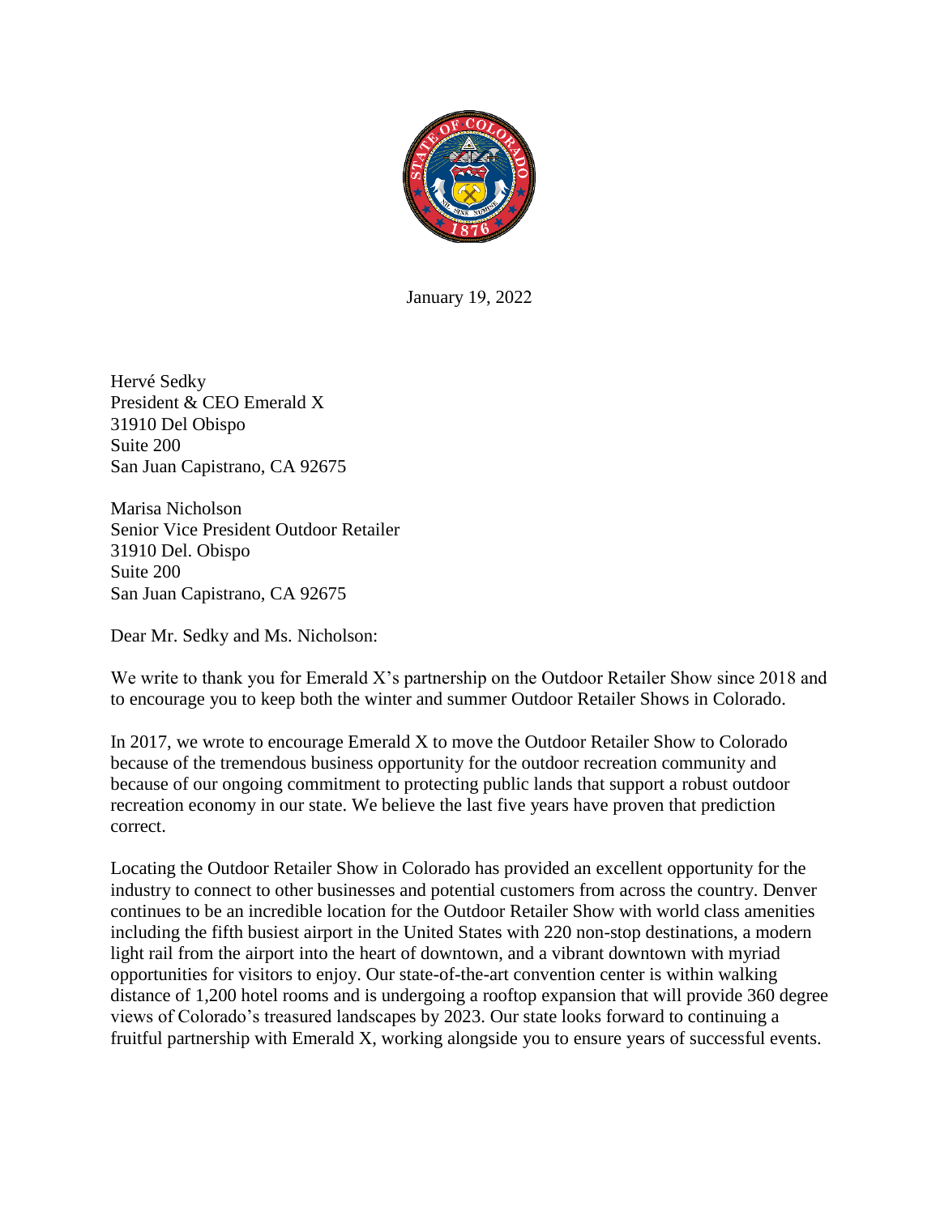January 19, 2022

Hervé Sedky
President & CEO Emerald X
31910 Del Obispo
Suite 200
San Juan Capistrano, CA 92675

Marisa Nicholson
Senior Vice President Outdoor Retailer
31910 Del. Obispo
Suite 200
San Juan Capistrano, CA 92675

Dear Mr. Sedky and Ms. Nicholson:

We write to thank you for Emerald X's partnership on the Outdoor Retailer Show since 2018 and to encourage you to keep both the winter and summer Outdoor Retailer Shows in Colorado.

In 2017, we wrote to encourage Emerald X to move the Outdoor Retailer Show to Colorado because of the tremendous business opportunity for the outdoor recreation community and because of our ongoing commitment to protecting public lands that support a robust outdoor recreation economy in our state. We believe the last five years have proven that prediction correct.

Locating the Outdoor Retailer Show in Colorado has provided an excellent opportunity for the industry to connect to other businesses and potential customers from across the country. Denver continues to be an incredible location for the Outdoor Retailer Show with world class amenities including the fifth busiest airport in the United States with 220 non-stop destinations, a modern light rail from the airport into the heart of downtown, and a vibrant downtown with myriad opportunities for visitors to enjoy. Our state-of-the-art convention center is within walking distance of 1,200 hotel rooms and is undergoing a rooftop expansion that will provide 360 degree views of Colorado's treasured landscapes by 2023. Our state looks forward to continuing a fruitful partnership with Emerald X, working alongside you to ensure years of successful events.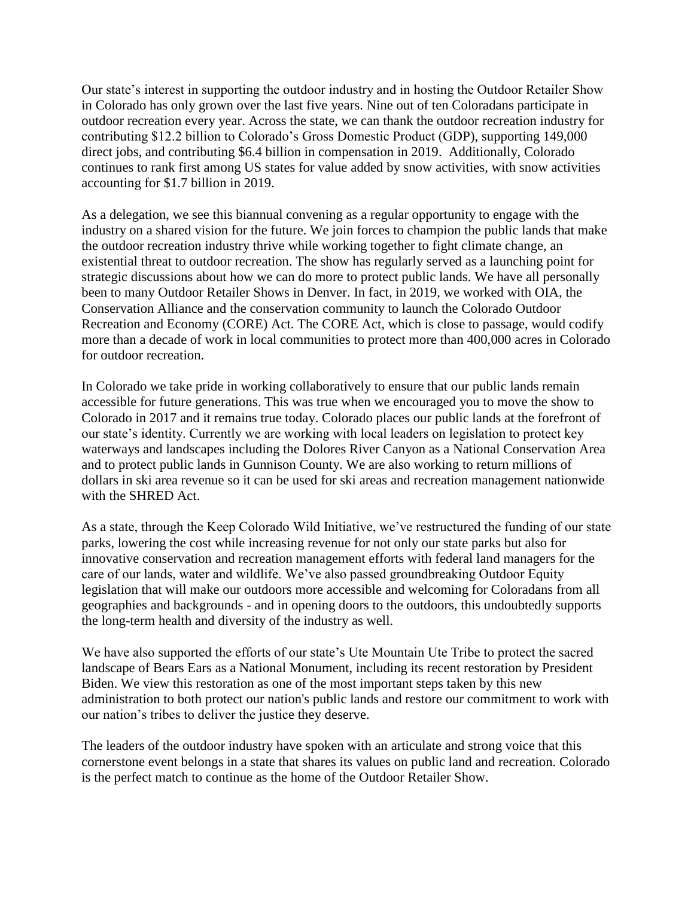Our state's interest in supporting the outdoor industry and in hosting the Outdoor Retailer Show in Colorado has only grown over the last five years. Nine out of ten Coloradans participate in outdoor recreation every year. Across the state, we can thank the outdoor recreation industry for contributing $12.2 billion to Colorado's Gross Domestic Product (GDP), supporting 149,000 direct jobs, and contributing $6.4 billion in compensation in 2019. Additionally, Colorado continues to rank first among US states for value added by snow activities, with snow activities accounting for $1.7 billion in 2019.

As a delegation, we see this biannual convening as a regular opportunity to engage with the industry on a shared vision for the future. We join forces to champion the public lands that make the outdoor recreation industry thrive while working together to fight climate change, an existential threat to outdoor recreation. The show has regularly served as a launching point for strategic discussions about how we can do more to protect public lands. We have all personally been to many Outdoor Retailer Shows in Denver. In fact, in 2019, we worked with OIA, the Conservation Alliance and the conservation community to launch the Colorado Outdoor Recreation and Economy (CORE) Act. The CORE Act, which is close to passage, would codify more than a decade of work in local communities to protect more than 400,000 acres in Colorado for outdoor recreation.

In Colorado we take pride in working collaboratively to ensure that our public lands remain accessible for future generations. This was true when we encouraged you to move the show to Colorado in 2017 and it remains true today. Colorado places our public lands at the forefront of our state's identity. Currently we are working with local leaders on legislation to protect key waterways and landscapes including the Dolores River Canyon as a National Conservation Area and to protect public lands in Gunnison County. We are also working to return millions of dollars in ski area revenue so it can be used for ski areas and recreation management nationwide with the SHRED Act.

As a state, through the Keep Colorado Wild Initiative, we've restructured the funding of our state parks, lowering the cost while increasing revenue for not only our state parks but also for innovative conservation and recreation management efforts with federal land managers for the care of our lands, water and wildlife. We've also passed groundbreaking Outdoor Equity legislation that will make our outdoors more accessible and welcoming for Coloradans from all geographies and backgrounds - and in opening doors to the outdoors, this undoubtedly supports the long-term health and diversity of the industry as well.

We have also supported the efforts of our state's Ute Mountain Ute Tribe to protect the sacred landscape of Bears Ears as a National Monument, including its recent restoration by President Biden. We view this restoration as one of the most important steps taken by this new administration to both protect our nation's public lands and restore our commitment to work with our nation's tribes to deliver the justice they deserve.

The leaders of the outdoor industry have spoken with an articulate and strong voice that this cornerstone event belongs in a state that shares its values on public land and recreation. Colorado is the perfect match to continue as the home of the Outdoor Retailer Show.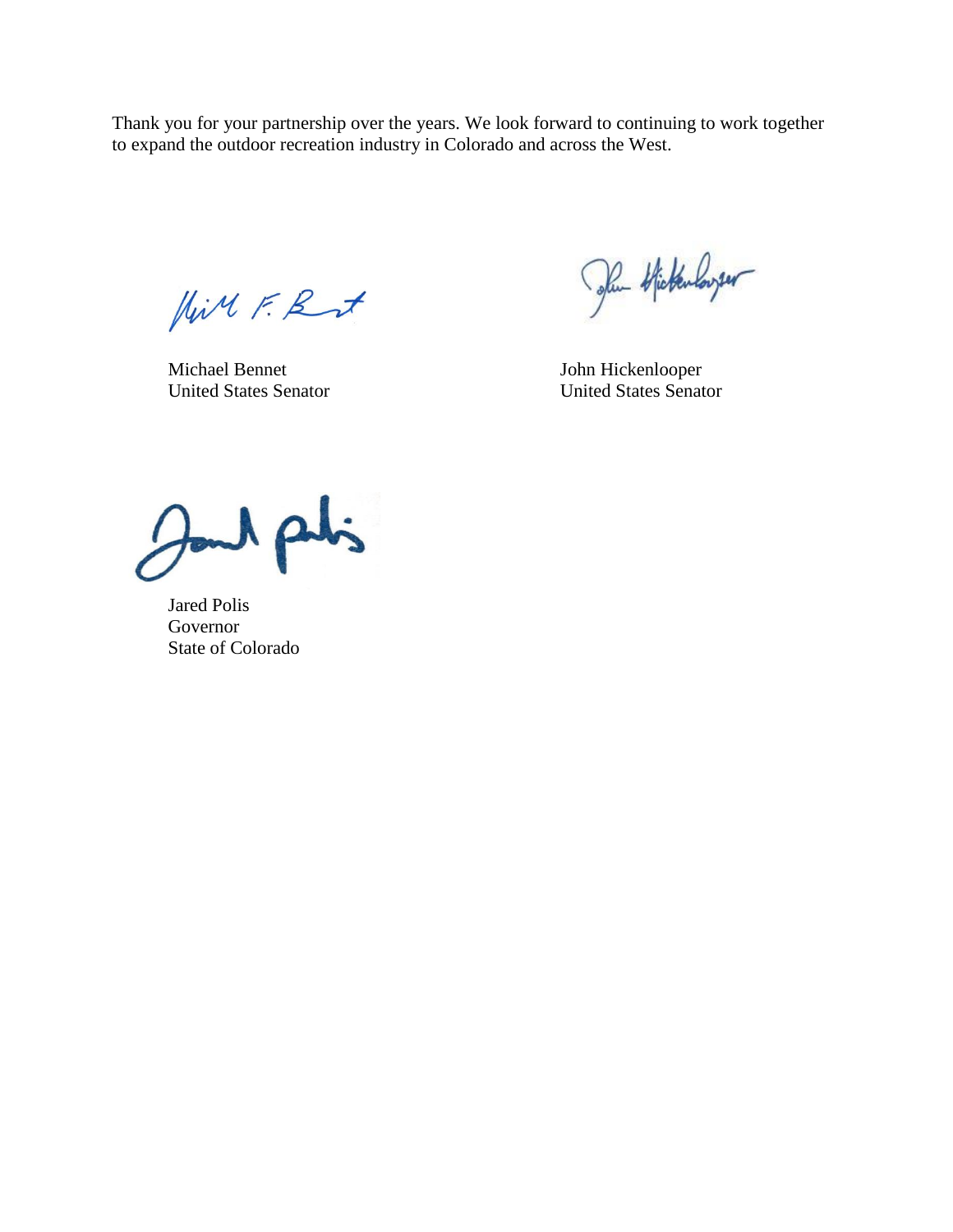Thank you for your partnership over the years. We look forward to continuing to work together to expand the outdoor recreation industry in Colorado and across the West.

Michael Bennet
United States Senator

John Hickenlooper
United States Senator

Jared Polis
Governor
State of Colorado